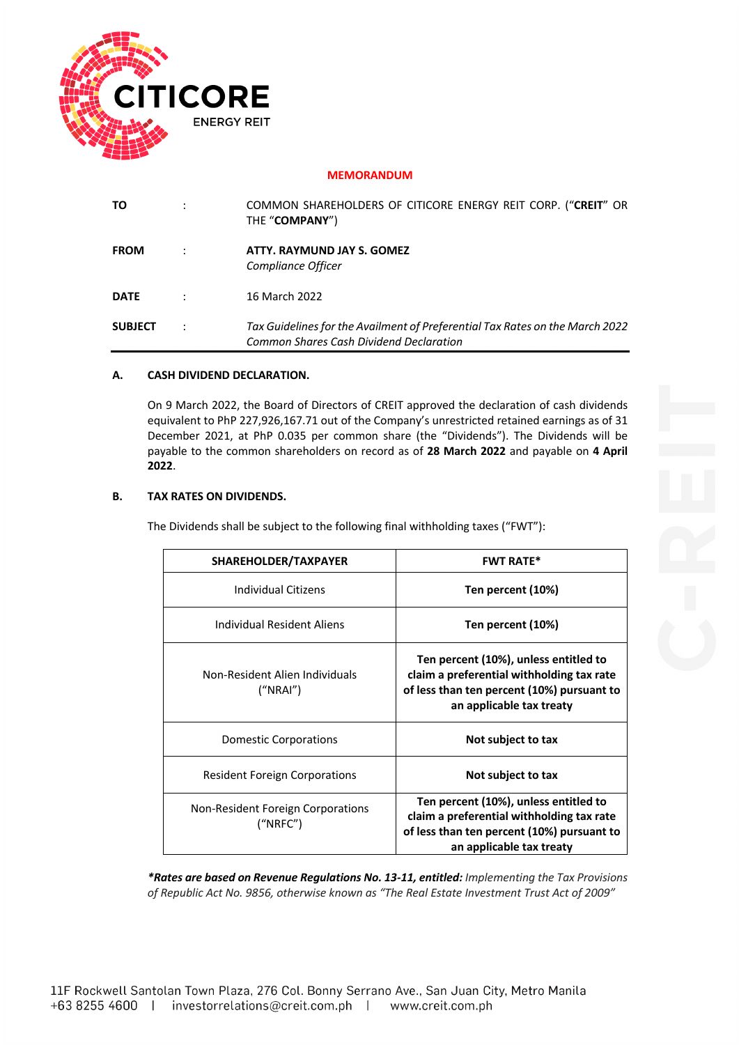CITICORE ENERGY REIT

# MEMORANDUM

| | | |
|---|---|---|
| **TO** | : | COMMON SHAREHOLDERS OF CITICORE ENERGY REIT CORP. ("**CREIT**" OR THE "**COMPANY**") |
| **FROM** | : | **ATTY. RAYMUND JAY S. GOMEZ**<br>*Compliance Officer* |
| **DATE** | : | 16 March 2022 |
| **SUBJECT** | : | *Tax Guidelines for the Availment of Preferential Tax Rates on the March 2022 Common Shares Cash Dividend Declaration* |

## A. CASH DIVIDEND DECLARATION.

On 9 March 2022, the Board of Directors of CREIT approved the declaration of cash dividends equivalent to PhP 227,926,167.71 out of the Company's unrestricted retained earnings as of 31 December 2021, at PhP 0.035 per common share (the "Dividends"). The Dividends will be payable to the common shareholders on record as of **28 March 2022** and payable on **4 April 2022**.

## B. TAX RATES ON DIVIDENDS.

The Dividends shall be subject to the following final withholding taxes ("FWT"):

| SHAREHOLDER/TAXPAYER | FWT RATE* |
|---|---|
| Individual Citizens | **Ten percent (10%)** |
| Individual Resident Aliens | **Ten percent (10%)** |
| Non-Resident Alien Individuals ("NRAI") | **Ten percent (10%), unless entitled to claim a preferential withholding tax rate of less than ten percent (10%) pursuant to an applicable tax treaty** |
| Domestic Corporations | **Not subject to tax** |
| Resident Foreign Corporations | **Not subject to tax** |
| Non-Resident Foreign Corporations ("NRFC") | **Ten percent (10%), unless entitled to claim a preferential withholding tax rate of less than ten percent (10%) pursuant to an applicable tax treaty** |

***Rates are based on Revenue Regulations No. 13-11, entitled:** *Implementing the Tax Provisions of Republic Act No. 9856, otherwise known as "The Real Estate Investment Trust Act of 2009"*

11F Rockwell Santolan Town Plaza, 276 Col. Bonny Serrano Ave., San Juan City, Metro Manila
+63 8255 4600 | investorrelations@creit.com.ph | www.creit.com.ph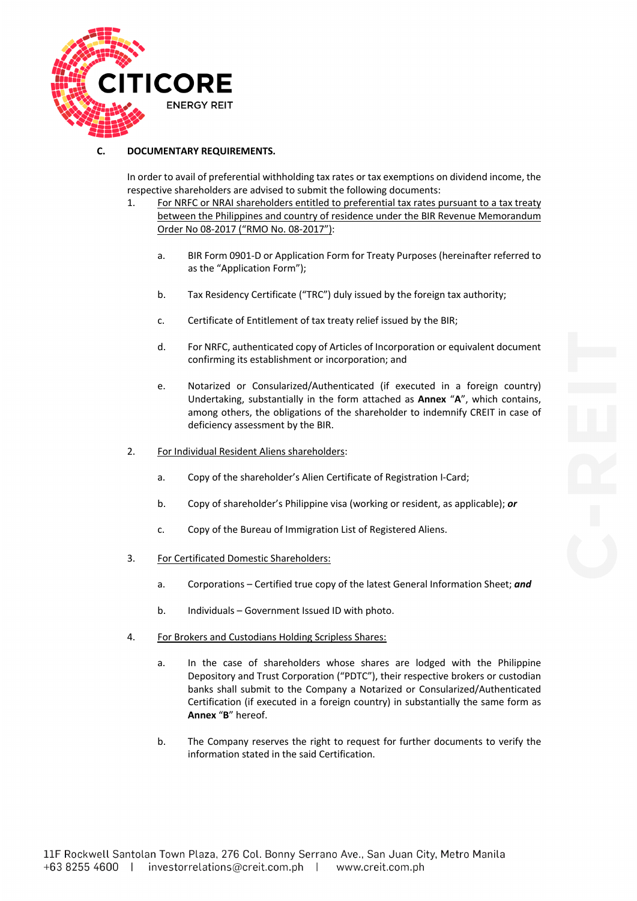## C. DOCUMENTARY REQUIREMENTS.

In order to avail of preferential withholding tax rates or tax exemptions on dividend income, the respective shareholders are advised to submit the following documents:

1. For NRFC or NRAI shareholders entitled to preferential tax rates pursuant to a tax treaty between the Philippines and country of residence under the BIR Revenue Memorandum Order No 08-2017 ("RMO No. 08-2017"):

   a. BIR Form 0901-D or Application Form for Treaty Purposes (hereinafter referred to as the "Application Form");

   b. Tax Residency Certificate ("TRC") duly issued by the foreign tax authority;

   c. Certificate of Entitlement of tax treaty relief issued by the BIR;

   d. For NRFC, authenticated copy of Articles of Incorporation or equivalent document confirming its establishment or incorporation; and

   e. Notarized or Consularized/Authenticated (if executed in a foreign country) Undertaking, substantially in the form attached as **Annex** "**A**", which contains, among others, the obligations of the shareholder to indemnify CREIT in case of deficiency assessment by the BIR.

2. For Individual Resident Aliens shareholders:

   a. Copy of the shareholder's Alien Certificate of Registration I-Card;

   b. Copy of shareholder's Philippine visa (working or resident, as applicable); ***or***

   c. Copy of the Bureau of Immigration List of Registered Aliens.

3. For Certificated Domestic Shareholders:

   a. Corporations – Certified true copy of the latest General Information Sheet; ***and***

   b. Individuals – Government Issued ID with photo.

4. For Brokers and Custodians Holding Scripless Shares:

   a. In the case of shareholders whose shares are lodged with the Philippine Depository and Trust Corporation ("PDTC"), their respective brokers or custodian banks shall submit to the Company a Notarized or Consularized/Authenticated Certification (if executed in a foreign country) in substantially the same form as **Annex** "**B**" hereof.

   b. The Company reserves the right to request for further documents to verify the information stated in the said Certification.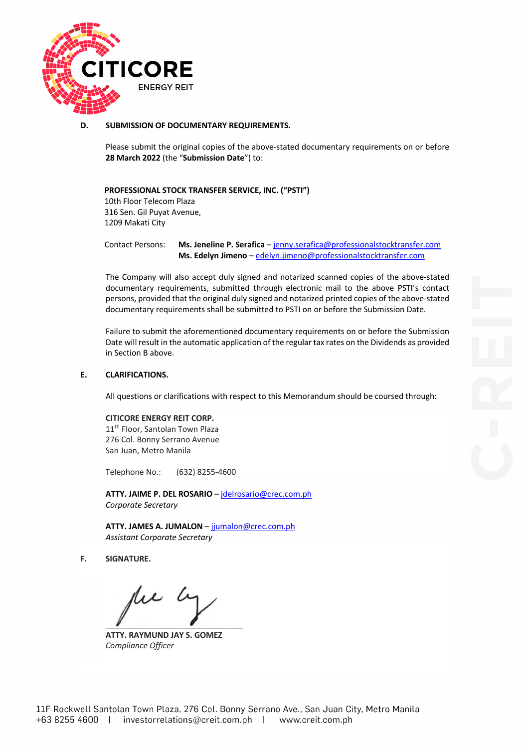## D. SUBMISSION OF DOCUMENTARY REQUIREMENTS.

Please submit the original copies of the above-stated documentary requirements on or before **28 March 2022** (the "**Submission Date**") to:

**PROFESSIONAL STOCK TRANSFER SERVICE, INC. ("PSTI")**
10th Floor Telecom Plaza
316 Sen. Gil Puyat Avenue,
1209 Makati City

Contact Persons: **Ms. Jeneline P. Serafica** – jenny.serafica@professionalstocktransfer.com
**Ms. Edelyn Jimeno** – edelyn.jimeno@professionalstocktransfer.com

The Company will also accept duly signed and notarized scanned copies of the above-stated documentary requirements, submitted through electronic mail to the above PSTI's contact persons, provided that the original duly signed and notarized printed copies of the above-stated documentary requirements shall be submitted to PSTI on or before the Submission Date.

Failure to submit the aforementioned documentary requirements on or before the Submission Date will result in the automatic application of the regular tax rates on the Dividends as provided in Section B above.

## E. CLARIFICATIONS.

All questions or clarifications with respect to this Memorandum should be coursed through:

**CITICORE ENERGY REIT CORP.**
11th Floor, Santolan Town Plaza
276 Col. Bonny Serrano Avenue
San Juan, Metro Manila

Telephone No.: (632) 8255-4600

**ATTY. JAIME P. DEL ROSARIO** – jdelrosario@crec.com.ph
*Corporate Secretary*

**ATTY. JAMES A. JUMALON** – jjumalon@crec.com.ph
*Assistant Corporate Secretary*

## F. SIGNATURE.

**ATTY. RAYMUND JAY S. GOMEZ**
*Compliance Officer*

11F Rockwell Santolan Town Plaza, 276 Col. Bonny Serrano Ave., San Juan City, Metro Manila
+63 8255 4600 | investorrelations@creit.com.ph | www.creit.com.ph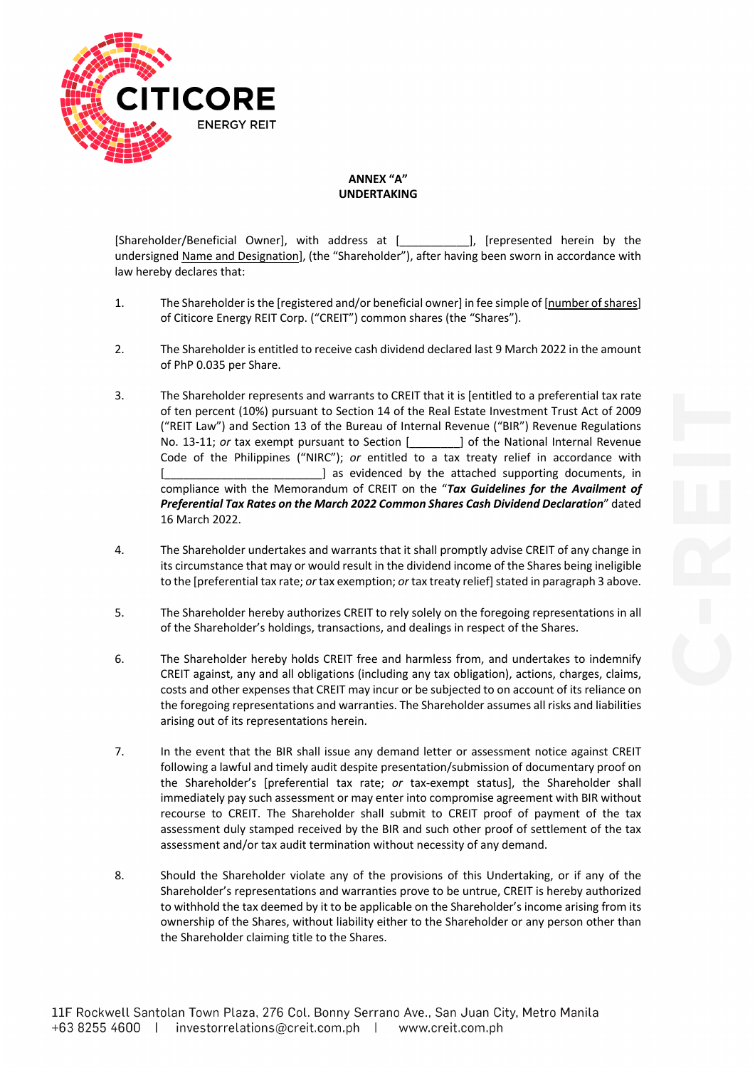**ANNEX "A"**
**UNDERTAKING**

[Shareholder/Beneficial Owner], with address at [___________], [represented herein by the undersigned Name and Designation], (the "Shareholder"), after having been sworn in accordance with law hereby declares that:

1. The Shareholder is the [registered and/or beneficial owner] in fee simple of [number of shares] of Citicore Energy REIT Corp. ("CREIT") common shares (the "Shares").

2. The Shareholder is entitled to receive cash dividend declared last 9 March 2022 in the amount of PhP 0.035 per Share.

3. The Shareholder represents and warrants to CREIT that it is [entitled to a preferential tax rate of ten percent (10%) pursuant to Section 14 of the Real Estate Investment Trust Act of 2009 ("REIT Law") and Section 13 of the Bureau of Internal Revenue ("BIR") Revenue Regulations No. 13-11; *or* tax exempt pursuant to Section [________] of the National Internal Revenue Code of the Philippines ("NIRC"); *or* entitled to a tax treaty relief in accordance with [_________________________] as evidenced by the attached supporting documents, in compliance with the Memorandum of CREIT on the "***Tax Guidelines for the Availment of Preferential Tax Rates on the March 2022 Common Shares Cash Dividend Declaration***" dated 16 March 2022.

4. The Shareholder undertakes and warrants that it shall promptly advise CREIT of any change in its circumstance that may or would result in the dividend income of the Shares being ineligible to the [preferential tax rate; *or* tax exemption; *or* tax treaty relief] stated in paragraph 3 above.

5. The Shareholder hereby authorizes CREIT to rely solely on the foregoing representations in all of the Shareholder's holdings, transactions, and dealings in respect of the Shares.

6. The Shareholder hereby holds CREIT free and harmless from, and undertakes to indemnify CREIT against, any and all obligations (including any tax obligation), actions, charges, claims, costs and other expenses that CREIT may incur or be subjected to on account of its reliance on the foregoing representations and warranties. The Shareholder assumes all risks and liabilities arising out of its representations herein.

7. In the event that the BIR shall issue any demand letter or assessment notice against CREIT following a lawful and timely audit despite presentation/submission of documentary proof on the Shareholder's [preferential tax rate; *or* tax-exempt status], the Shareholder shall immediately pay such assessment or may enter into compromise agreement with BIR without recourse to CREIT. The Shareholder shall submit to CREIT proof of payment of the tax assessment duly stamped received by the BIR and such other proof of settlement of the tax assessment and/or tax audit termination without necessity of any demand.

8. Should the Shareholder violate any of the provisions of this Undertaking, or if any of the Shareholder's representations and warranties prove to be untrue, CREIT is hereby authorized to withhold the tax deemed by it to be applicable on the Shareholder's income arising from its ownership of the Shares, without liability either to the Shareholder or any person other than the Shareholder claiming title to the Shares.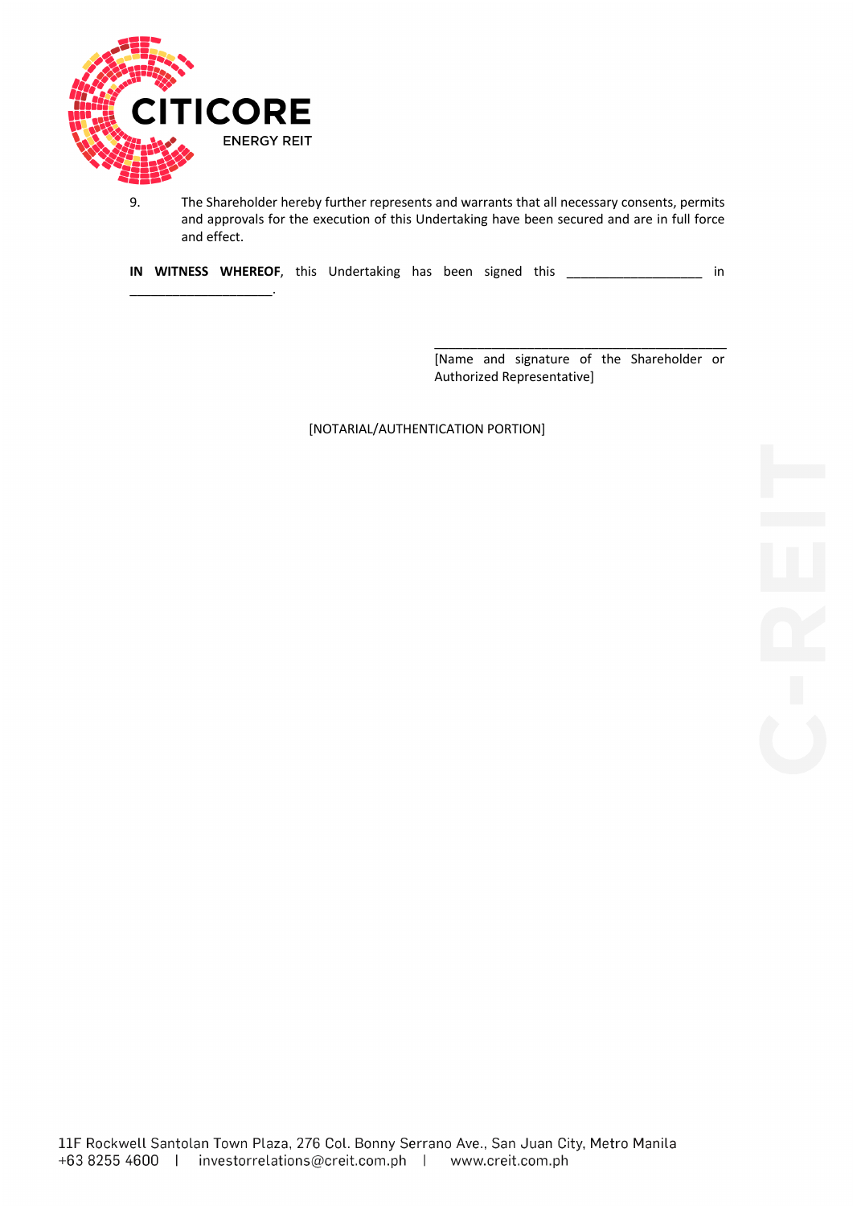9. The Shareholder hereby further represents and warrants that all necessary consents, permits and approvals for the execution of this Undertaking have been secured and are in full force and effect.

**IN WITNESS WHEREOF**, this Undertaking has been signed this ___________________ in _____________________.

_________________________________________
[Name and signature of the Shareholder or Authorized Representative]

[NOTARIAL/AUTHENTICATION PORTION]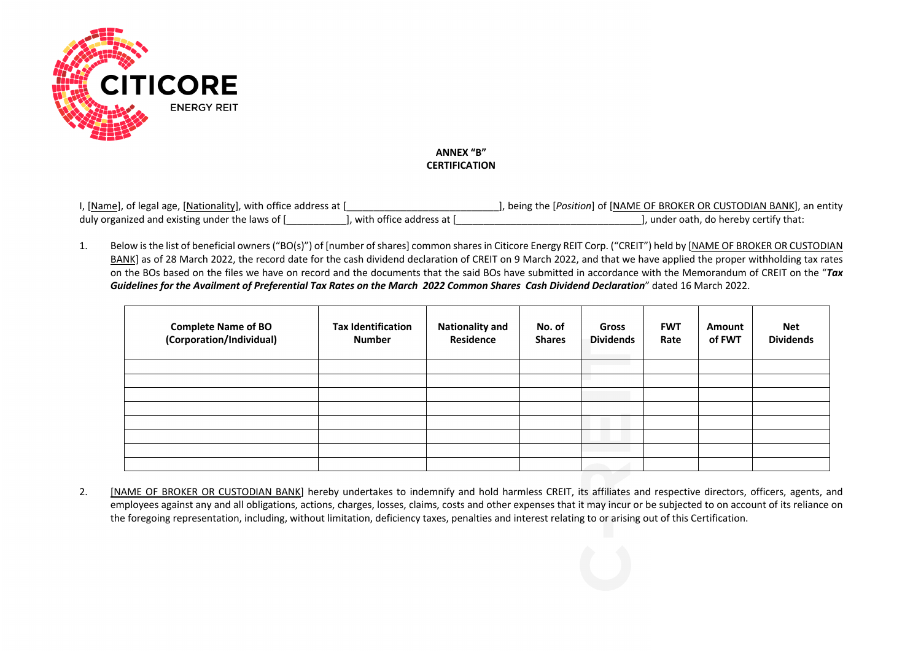**ANNEX "B"**
**CERTIFICATION**

I, [Name], of legal age, [Nationality], with office address at [___________________________], being the [*Position*] of [NAME OF BROKER OR CUSTODIAN BANK], an entity duly organized and existing under the laws of [___________], with office address at [_________________________________], under oath, do hereby certify that:

1. Below is the list of beneficial owners ("BO(s)") of [number of shares] common shares in Citicore Energy REIT Corp. ("CREIT") held by [NAME OF BROKER OR CUSTODIAN BANK] as of 28 March 2022, the record date for the cash dividend declaration of CREIT on 9 March 2022, and that we have applied the proper withholding tax rates on the BOs based on the files we have on record and the documents that the said BOs have submitted in accordance with the Memorandum of CREIT on the "***Tax Guidelines for the Availment of Preferential Tax Rates on the March 2022 Common Shares Cash Dividend Declaration***" dated 16 March 2022.

| Complete Name of BO (Corporation/Individual) | Tax Identification Number | Nationality and Residence | No. of Shares | Gross Dividends | FWT Rate | Amount of FWT | Net Dividends |
|---|---|---|---|---|---|---|---|
| | | | | | | | |
| | | | | | | | |
| | | | | | | | |
| | | | | | | | |
| | | | | | | | |
| | | | | | | | |
| | | | | | | | |
| | | | | | | | |

2. [NAME OF BROKER OR CUSTODIAN BANK] hereby undertakes to indemnify and hold harmless CREIT, its affiliates and respective directors, officers, agents, and employees against any and all obligations, actions, charges, losses, claims, costs and other expenses that it may incur or be subjected to on account of its reliance on the foregoing representation, including, without limitation, deficiency taxes, penalties and interest relating to or arising out of this Certification.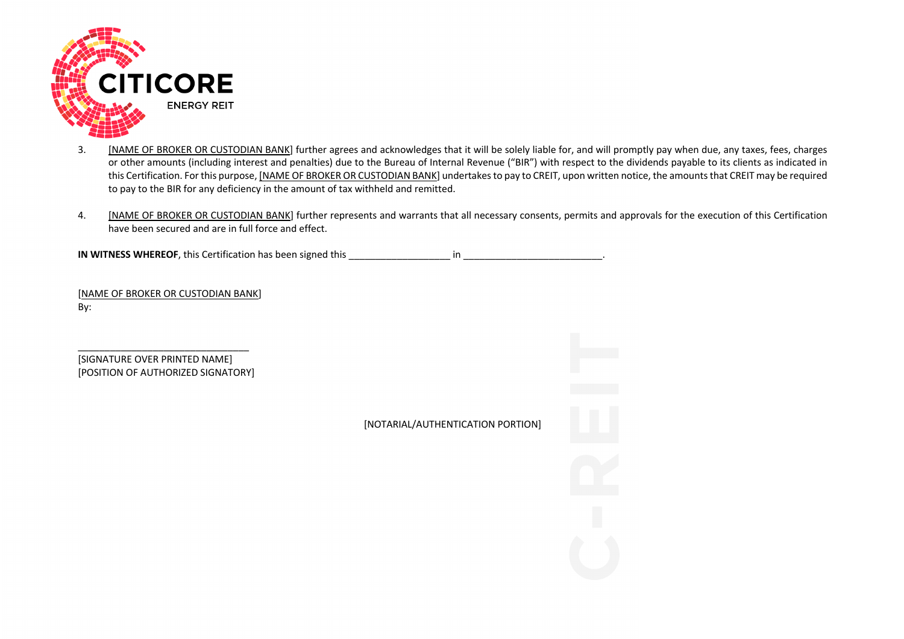3. [NAME OF BROKER OR CUSTODIAN BANK] further agrees and acknowledges that it will be solely liable for, and will promptly pay when due, any taxes, fees, charges or other amounts (including interest and penalties) due to the Bureau of Internal Revenue ("BIR") with respect to the dividends payable to its clients as indicated in this Certification. For this purpose, [NAME OF BROKER OR CUSTODIAN BANK] undertakes to pay to CREIT, upon written notice, the amounts that CREIT may be required to pay to the BIR for any deficiency in the amount of tax withheld and remitted.

4. [NAME OF BROKER OR CUSTODIAN BANK] further represents and warrants that all necessary consents, permits and approvals for the execution of this Certification have been secured and are in full force and effect.

**IN WITNESS WHEREOF**, this Certification has been signed this __________________ in _________________________.

[NAME OF BROKER OR CUSTODIAN BANK]
By:

_______________________________
[SIGNATURE OVER PRINTED NAME]
[POSITION OF AUTHORIZED SIGNATORY]

[NOTARIAL/AUTHENTICATION PORTION]